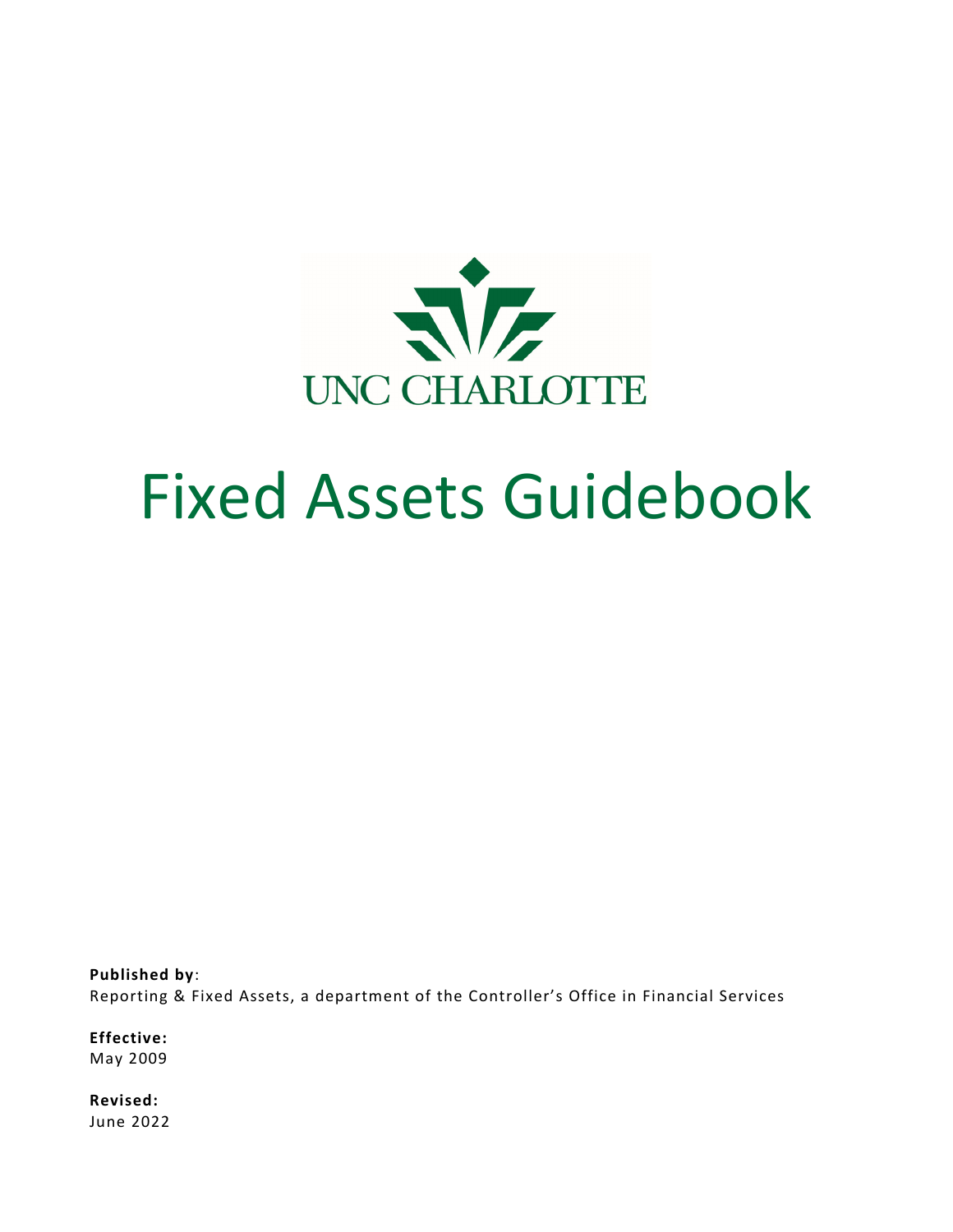UNC CHARLOTTE

# Fixed Assets Guidebook

**Published by**:
Reporting & Fixed Assets, a department of the Controller's Office in Financial Services

**Effective:**
May 2009

**Revised:**
June 2022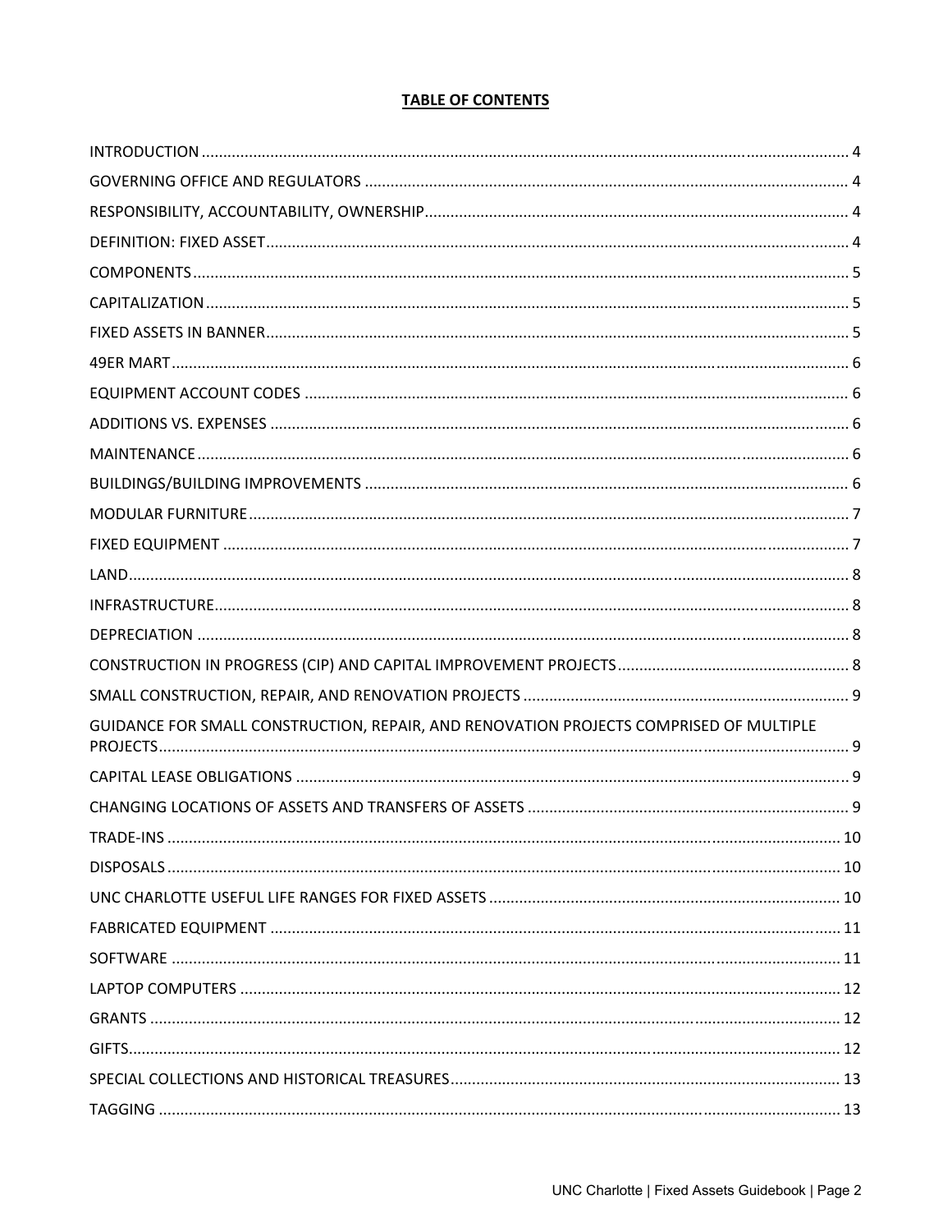# TABLE OF CONTENTS

| Section | Page |
|---|---|
| INTRODUCTION | 4 |
| GOVERNING OFFICE AND REGULATORS | 4 |
| RESPONSIBILITY, ACCOUNTABILITY, OWNERSHIP | 4 |
| DEFINITION: FIXED ASSET | 4 |
| COMPONENTS | 5 |
| CAPITALIZATION | 5 |
| FIXED ASSETS IN BANNER | 5 |
| 49ER MART | 6 |
| EQUIPMENT ACCOUNT CODES | 6 |
| ADDITIONS VS. EXPENSES | 6 |
| MAINTENANCE | 6 |
| BUILDINGS/BUILDING IMPROVEMENTS | 6 |
| MODULAR FURNITURE | 7 |
| FIXED EQUIPMENT | 7 |
| LAND | 8 |
| INFRASTRUCTURE | 8 |
| DEPRECIATION | 8 |
| CONSTRUCTION IN PROGRESS (CIP) AND CAPITAL IMPROVEMENT PROJECTS | 8 |
| SMALL CONSTRUCTION, REPAIR, AND RENOVATION PROJECTS | 9 |
| GUIDANCE FOR SMALL CONSTRUCTION, REPAIR, AND RENOVATION PROJECTS COMPRISED OF MULTIPLE PROJECTS | 9 |
| CAPITAL LEASE OBLIGATIONS | 9 |
| CHANGING LOCATIONS OF ASSETS AND TRANSFERS OF ASSETS | 9 |
| TRADE-INS | 10 |
| DISPOSALS | 10 |
| UNC CHARLOTTE USEFUL LIFE RANGES FOR FIXED ASSETS | 10 |
| FABRICATED EQUIPMENT | 11 |
| SOFTWARE | 11 |
| LAPTOP COMPUTERS | 12 |
| GRANTS | 12 |
| GIFTS | 12 |
| SPECIAL COLLECTIONS AND HISTORICAL TREASURES | 13 |
| TAGGING | 13 |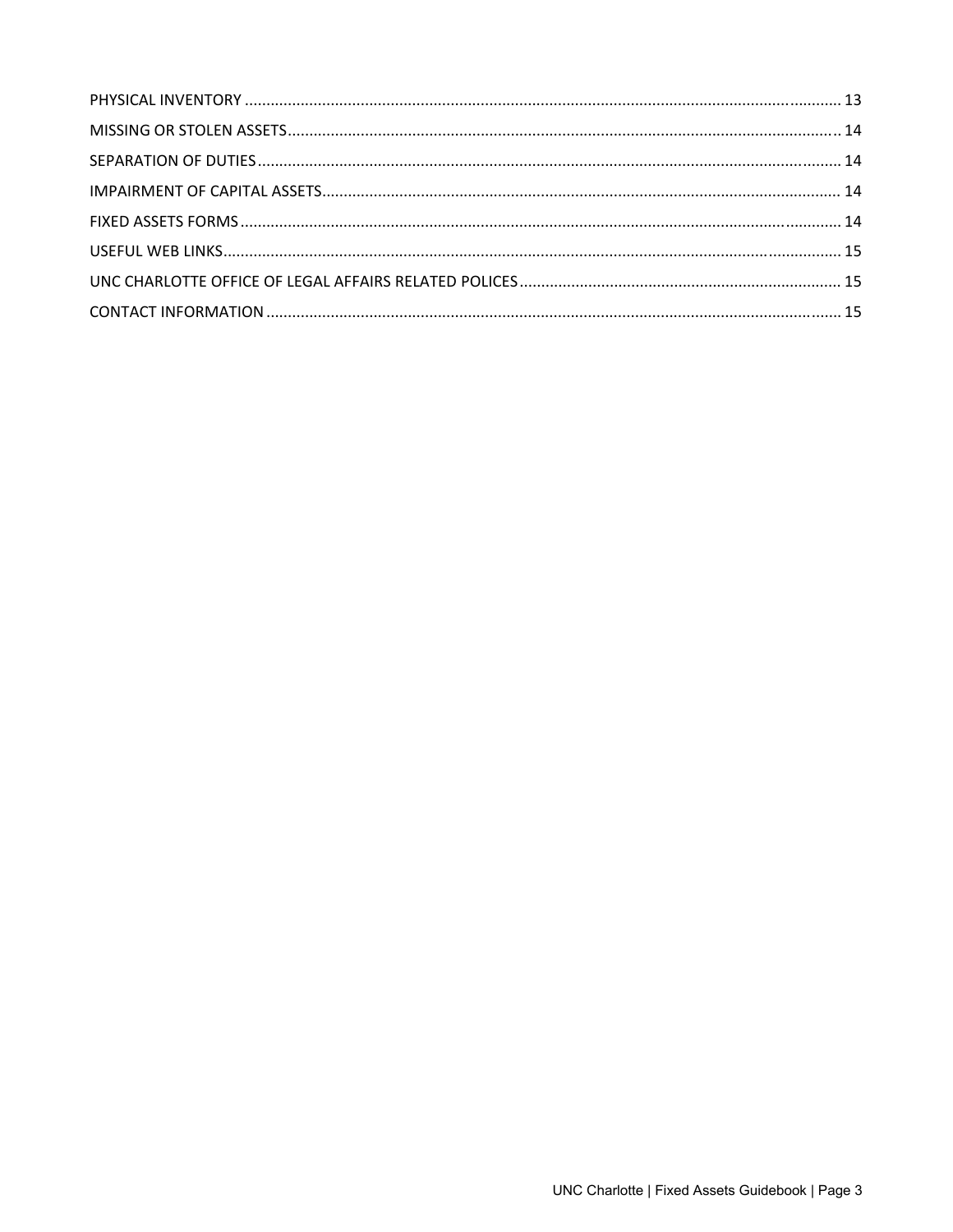PHYSICAL INVENTORY .......... 13

MISSING OR STOLEN ASSETS .......... 14

SEPARATION OF DUTIES .......... 14

IMPAIRMENT OF CAPITAL ASSETS .......... 14

FIXED ASSETS FORMS .......... 14

USEFUL WEB LINKS .......... 15

UNC CHARLOTTE OFFICE OF LEGAL AFFAIRS RELATED POLICES .......... 15

CONTACT INFORMATION .......... 15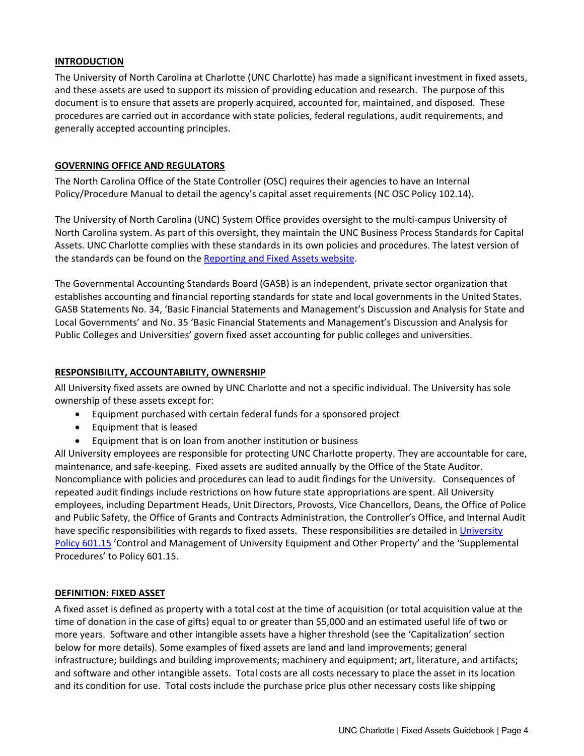## INTRODUCTION

The University of North Carolina at Charlotte (UNC Charlotte) has made a significant investment in fixed assets, and these assets are used to support its mission of providing education and research. The purpose of this document is to ensure that assets are properly acquired, accounted for, maintained, and disposed. These procedures are carried out in accordance with state policies, federal regulations, audit requirements, and generally accepted accounting principles.

## GOVERNING OFFICE AND REGULATORS

The North Carolina Office of the State Controller (OSC) requires their agencies to have an Internal Policy/Procedure Manual to detail the agency's capital asset requirements (NC OSC Policy 102.14).

The University of North Carolina (UNC) System Office provides oversight to the multi-campus University of North Carolina system. As part of this oversight, they maintain the UNC Business Process Standards for Capital Assets. UNC Charlotte complies with these standards in its own policies and procedures. The latest version of the standards can be found on the Reporting and Fixed Assets website.

The Governmental Accounting Standards Board (GASB) is an independent, private sector organization that establishes accounting and financial reporting standards for state and local governments in the United States. GASB Statements No. 34, 'Basic Financial Statements and Management's Discussion and Analysis for State and Local Governments' and No. 35 'Basic Financial Statements and Management's Discussion and Analysis for Public Colleges and Universities' govern fixed asset accounting for public colleges and universities.

## RESPONSIBILITY, ACCOUNTABILITY, OWNERSHIP

All University fixed assets are owned by UNC Charlotte and not a specific individual. The University has sole ownership of these assets except for:

- Equipment purchased with certain federal funds for a sponsored project
- Equipment that is leased
- Equipment that is on loan from another institution or business

All University employees are responsible for protecting UNC Charlotte property. They are accountable for care, maintenance, and safe-keeping. Fixed assets are audited annually by the Office of the State Auditor. Noncompliance with policies and procedures can lead to audit findings for the University. Consequences of repeated audit findings include restrictions on how future state appropriations are spent. All University employees, including Department Heads, Unit Directors, Provosts, Vice Chancellors, Deans, the Office of Police and Public Safety, the Office of Grants and Contracts Administration, the Controller's Office, and Internal Audit have specific responsibilities with regards to fixed assets. These responsibilities are detailed in University Policy 601.15 'Control and Management of University Equipment and Other Property' and the 'Supplemental Procedures' to Policy 601.15.

## DEFINITION: FIXED ASSET

A fixed asset is defined as property with a total cost at the time of acquisition (or total acquisition value at the time of donation in the case of gifts) equal to or greater than $5,000 and an estimated useful life of two or more years. Software and other intangible assets have a higher threshold (see the 'Capitalization' section below for more details). Some examples of fixed assets are land and land improvements; general infrastructure; buildings and building improvements; machinery and equipment; art, literature, and artifacts; and software and other intangible assets. Total costs are all costs necessary to place the asset in its location and its condition for use. Total costs include the purchase price plus other necessary costs like shipping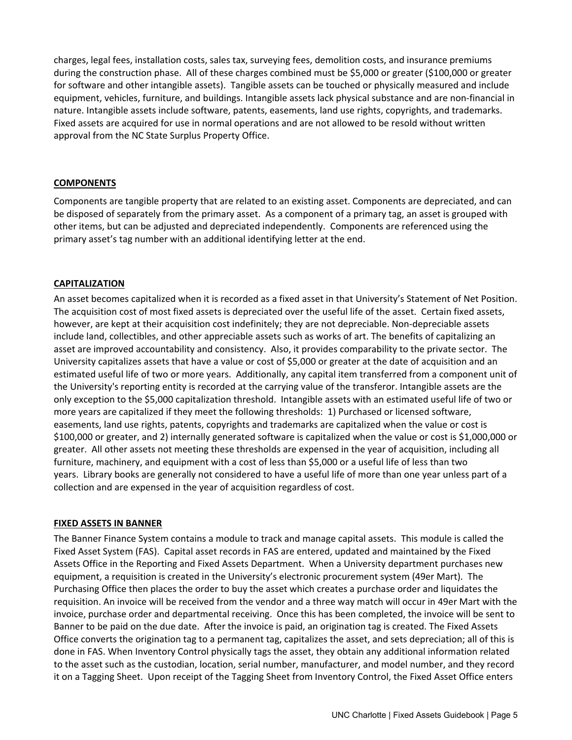charges, legal fees, installation costs, sales tax, surveying fees, demolition costs, and insurance premiums during the construction phase. All of these charges combined must be $5,000 or greater ($100,000 or greater for software and other intangible assets). Tangible assets can be touched or physically measured and include equipment, vehicles, furniture, and buildings. Intangible assets lack physical substance and are non-financial in nature. Intangible assets include software, patents, easements, land use rights, copyrights, and trademarks. Fixed assets are acquired for use in normal operations and are not allowed to be resold without written approval from the NC State Surplus Property Office.

## COMPONENTS

Components are tangible property that are related to an existing asset. Components are depreciated, and can be disposed of separately from the primary asset. As a component of a primary tag, an asset is grouped with other items, but can be adjusted and depreciated independently. Components are referenced using the primary asset's tag number with an additional identifying letter at the end.

## CAPITALIZATION

An asset becomes capitalized when it is recorded as a fixed asset in that University's Statement of Net Position. The acquisition cost of most fixed assets is depreciated over the useful life of the asset. Certain fixed assets, however, are kept at their acquisition cost indefinitely; they are not depreciable. Non-depreciable assets include land, collectibles, and other appreciable assets such as works of art. The benefits of capitalizing an asset are improved accountability and consistency. Also, it provides comparability to the private sector. The University capitalizes assets that have a value or cost of $5,000 or greater at the date of acquisition and an estimated useful life of two or more years. Additionally, any capital item transferred from a component unit of the University's reporting entity is recorded at the carrying value of the transferor. Intangible assets are the only exception to the $5,000 capitalization threshold. Intangible assets with an estimated useful life of two or more years are capitalized if they meet the following thresholds: 1) Purchased or licensed software, easements, land use rights, patents, copyrights and trademarks are capitalized when the value or cost is $100,000 or greater, and 2) internally generated software is capitalized when the value or cost is $1,000,000 or greater. All other assets not meeting these thresholds are expensed in the year of acquisition, including all furniture, machinery, and equipment with a cost of less than $5,000 or a useful life of less than two years. Library books are generally not considered to have a useful life of more than one year unless part of a collection and are expensed in the year of acquisition regardless of cost.

## FIXED ASSETS IN BANNER

The Banner Finance System contains a module to track and manage capital assets. This module is called the Fixed Asset System (FAS). Capital asset records in FAS are entered, updated and maintained by the Fixed Assets Office in the Reporting and Fixed Assets Department. When a University department purchases new equipment, a requisition is created in the University's electronic procurement system (49er Mart). The Purchasing Office then places the order to buy the asset which creates a purchase order and liquidates the requisition. An invoice will be received from the vendor and a three way match will occur in 49er Mart with the invoice, purchase order and departmental receiving. Once this has been completed, the invoice will be sent to Banner to be paid on the due date. After the invoice is paid, an origination tag is created. The Fixed Assets Office converts the origination tag to a permanent tag, capitalizes the asset, and sets depreciation; all of this is done in FAS. When Inventory Control physically tags the asset, they obtain any additional information related to the asset such as the custodian, location, serial number, manufacturer, and model number, and they record it on a Tagging Sheet. Upon receipt of the Tagging Sheet from Inventory Control, the Fixed Asset Office enters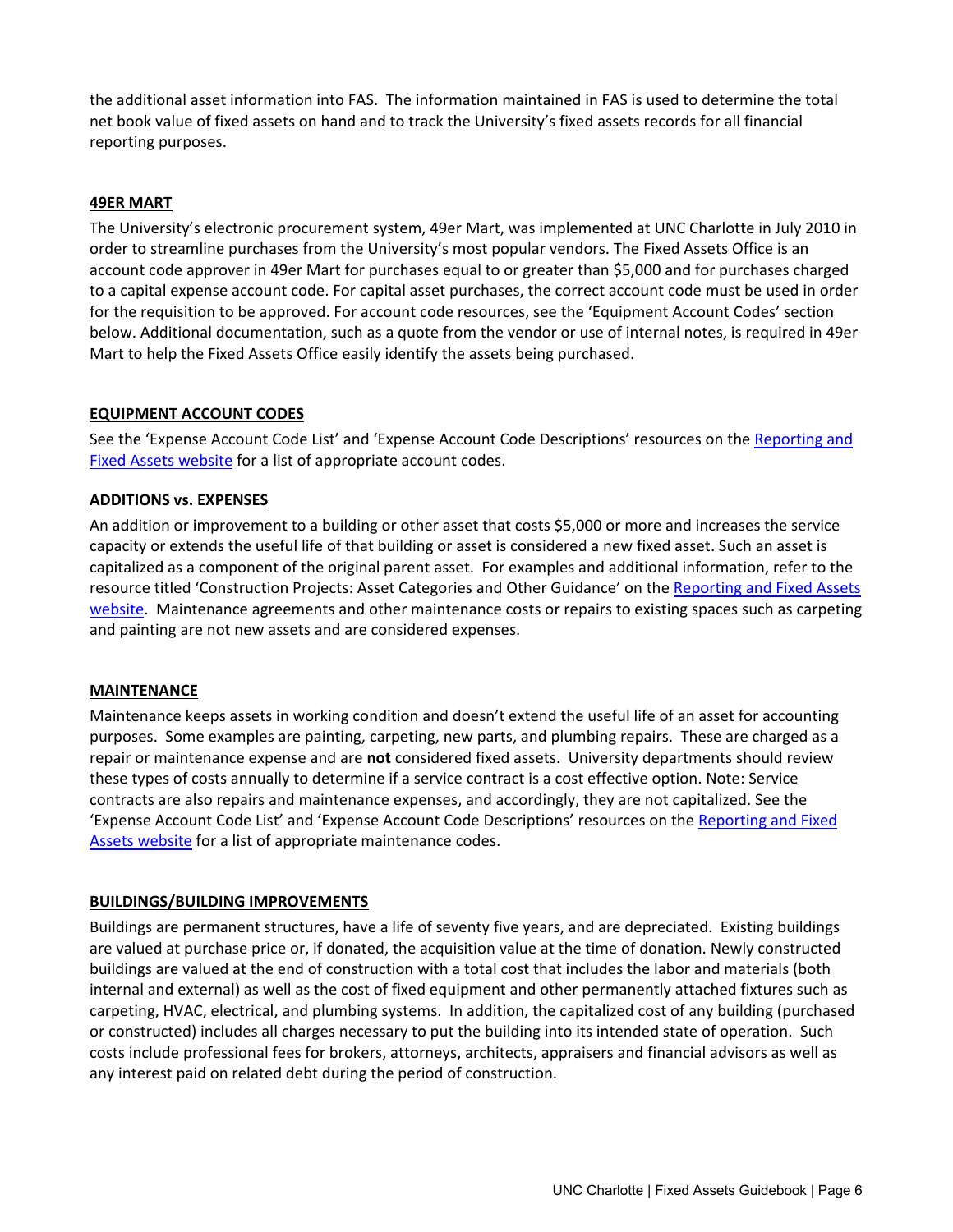the additional asset information into FAS. The information maintained in FAS is used to determine the total net book value of fixed assets on hand and to track the University's fixed assets records for all financial reporting purposes.

## 49ER MART

The University's electronic procurement system, 49er Mart, was implemented at UNC Charlotte in July 2010 in order to streamline purchases from the University's most popular vendors. The Fixed Assets Office is an account code approver in 49er Mart for purchases equal to or greater than $5,000 and for purchases charged to a capital expense account code. For capital asset purchases, the correct account code must be used in order for the requisition to be approved. For account code resources, see the 'Equipment Account Codes' section below. Additional documentation, such as a quote from the vendor or use of internal notes, is required in 49er Mart to help the Fixed Assets Office easily identify the assets being purchased.

## EQUIPMENT ACCOUNT CODES

See the 'Expense Account Code List' and 'Expense Account Code Descriptions' resources on the Reporting and Fixed Assets website for a list of appropriate account codes.

## ADDITIONS vs. EXPENSES

An addition or improvement to a building or other asset that costs $5,000 or more and increases the service capacity or extends the useful life of that building or asset is considered a new fixed asset. Such an asset is capitalized as a component of the original parent asset. For examples and additional information, refer to the resource titled 'Construction Projects: Asset Categories and Other Guidance' on the Reporting and Fixed Assets website. Maintenance agreements and other maintenance costs or repairs to existing spaces such as carpeting and painting are not new assets and are considered expenses.

## MAINTENANCE

Maintenance keeps assets in working condition and doesn't extend the useful life of an asset for accounting purposes. Some examples are painting, carpeting, new parts, and plumbing repairs. These are charged as a repair or maintenance expense and are **not** considered fixed assets. University departments should review these types of costs annually to determine if a service contract is a cost effective option. Note: Service contracts are also repairs and maintenance expenses, and accordingly, they are not capitalized. See the 'Expense Account Code List' and 'Expense Account Code Descriptions' resources on the Reporting and Fixed Assets website for a list of appropriate maintenance codes.

## BUILDINGS/BUILDING IMPROVEMENTS

Buildings are permanent structures, have a life of seventy five years, and are depreciated. Existing buildings are valued at purchase price or, if donated, the acquisition value at the time of donation. Newly constructed buildings are valued at the end of construction with a total cost that includes the labor and materials (both internal and external) as well as the cost of fixed equipment and other permanently attached fixtures such as carpeting, HVAC, electrical, and plumbing systems. In addition, the capitalized cost of any building (purchased or constructed) includes all charges necessary to put the building into its intended state of operation. Such costs include professional fees for brokers, attorneys, architects, appraisers and financial advisors as well as any interest paid on related debt during the period of construction.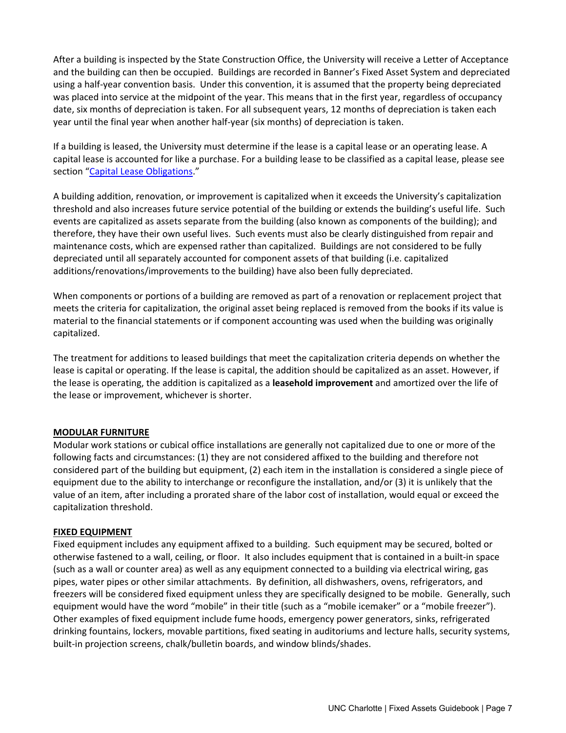After a building is inspected by the State Construction Office, the University will receive a Letter of Acceptance and the building can then be occupied. Buildings are recorded in Banner's Fixed Asset System and depreciated using a half-year convention basis. Under this convention, it is assumed that the property being depreciated was placed into service at the midpoint of the year. This means that in the first year, regardless of occupancy date, six months of depreciation is taken. For all subsequent years, 12 months of depreciation is taken each year until the final year when another half-year (six months) of depreciation is taken.

If a building is leased, the University must determine if the lease is a capital lease or an operating lease. A capital lease is accounted for like a purchase. For a building lease to be classified as a capital lease, please see section "Capital Lease Obligations."

A building addition, renovation, or improvement is capitalized when it exceeds the University's capitalization threshold and also increases future service potential of the building or extends the building's useful life. Such events are capitalized as assets separate from the building (also known as components of the building); and therefore, they have their own useful lives. Such events must also be clearly distinguished from repair and maintenance costs, which are expensed rather than capitalized. Buildings are not considered to be fully depreciated until all separately accounted for component assets of that building (i.e. capitalized additions/renovations/improvements to the building) have also been fully depreciated.

When components or portions of a building are removed as part of a renovation or replacement project that meets the criteria for capitalization, the original asset being replaced is removed from the books if its value is material to the financial statements or if component accounting was used when the building was originally capitalized.

The treatment for additions to leased buildings that meet the capitalization criteria depends on whether the lease is capital or operating. If the lease is capital, the addition should be capitalized as an asset. However, if the lease is operating, the addition is capitalized as a **leasehold improvement** and amortized over the life of the lease or improvement, whichever is shorter.

## MODULAR FURNITURE

Modular work stations or cubical office installations are generally not capitalized due to one or more of the following facts and circumstances: (1) they are not considered affixed to the building and therefore not considered part of the building but equipment, (2) each item in the installation is considered a single piece of equipment due to the ability to interchange or reconfigure the installation, and/or (3) it is unlikely that the value of an item, after including a prorated share of the labor cost of installation, would equal or exceed the capitalization threshold.

## FIXED EQUIPMENT

Fixed equipment includes any equipment affixed to a building. Such equipment may be secured, bolted or otherwise fastened to a wall, ceiling, or floor. It also includes equipment that is contained in a built-in space (such as a wall or counter area) as well as any equipment connected to a building via electrical wiring, gas pipes, water pipes or other similar attachments. By definition, all dishwashers, ovens, refrigerators, and freezers will be considered fixed equipment unless they are specifically designed to be mobile. Generally, such equipment would have the word "mobile" in their title (such as a "mobile icemaker" or a "mobile freezer"). Other examples of fixed equipment include fume hoods, emergency power generators, sinks, refrigerated drinking fountains, lockers, movable partitions, fixed seating in auditoriums and lecture halls, security systems, built-in projection screens, chalk/bulletin boards, and window blinds/shades.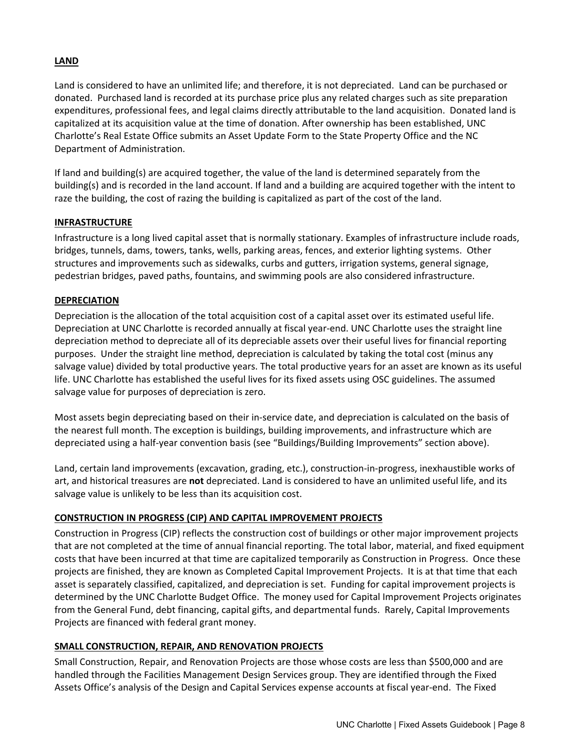## LAND

Land is considered to have an unlimited life; and therefore, it is not depreciated. Land can be purchased or donated. Purchased land is recorded at its purchase price plus any related charges such as site preparation expenditures, professional fees, and legal claims directly attributable to the land acquisition. Donated land is capitalized at its acquisition value at the time of donation. After ownership has been established, UNC Charlotte's Real Estate Office submits an Asset Update Form to the State Property Office and the NC Department of Administration.

If land and building(s) are acquired together, the value of the land is determined separately from the building(s) and is recorded in the land account. If land and a building are acquired together with the intent to raze the building, the cost of razing the building is capitalized as part of the cost of the land.

## INFRASTRUCTURE

Infrastructure is a long lived capital asset that is normally stationary. Examples of infrastructure include roads, bridges, tunnels, dams, towers, tanks, wells, parking areas, fences, and exterior lighting systems. Other structures and improvements such as sidewalks, curbs and gutters, irrigation systems, general signage, pedestrian bridges, paved paths, fountains, and swimming pools are also considered infrastructure.

## DEPRECIATION

Depreciation is the allocation of the total acquisition cost of a capital asset over its estimated useful life. Depreciation at UNC Charlotte is recorded annually at fiscal year-end. UNC Charlotte uses the straight line depreciation method to depreciate all of its depreciable assets over their useful lives for financial reporting purposes. Under the straight line method, depreciation is calculated by taking the total cost (minus any salvage value) divided by total productive years. The total productive years for an asset are known as its useful life. UNC Charlotte has established the useful lives for its fixed assets using OSC guidelines. The assumed salvage value for purposes of depreciation is zero.

Most assets begin depreciating based on their in-service date, and depreciation is calculated on the basis of the nearest full month. The exception is buildings, building improvements, and infrastructure which are depreciated using a half-year convention basis (see "Buildings/Building Improvements" section above).

Land, certain land improvements (excavation, grading, etc.), construction-in-progress, inexhaustible works of art, and historical treasures are **not** depreciated. Land is considered to have an unlimited useful life, and its salvage value is unlikely to be less than its acquisition cost.

## CONSTRUCTION IN PROGRESS (CIP) AND CAPITAL IMPROVEMENT PROJECTS

Construction in Progress (CIP) reflects the construction cost of buildings or other major improvement projects that are not completed at the time of annual financial reporting. The total labor, material, and fixed equipment costs that have been incurred at that time are capitalized temporarily as Construction in Progress. Once these projects are finished, they are known as Completed Capital Improvement Projects. It is at that time that each asset is separately classified, capitalized, and depreciation is set. Funding for capital improvement projects is determined by the UNC Charlotte Budget Office. The money used for Capital Improvement Projects originates from the General Fund, debt financing, capital gifts, and departmental funds. Rarely, Capital Improvements Projects are financed with federal grant money.

## SMALL CONSTRUCTION, REPAIR, AND RENOVATION PROJECTS

Small Construction, Repair, and Renovation Projects are those whose costs are less than $500,000 and are handled through the Facilities Management Design Services group. They are identified through the Fixed Assets Office's analysis of the Design and Capital Services expense accounts at fiscal year-end. The Fixed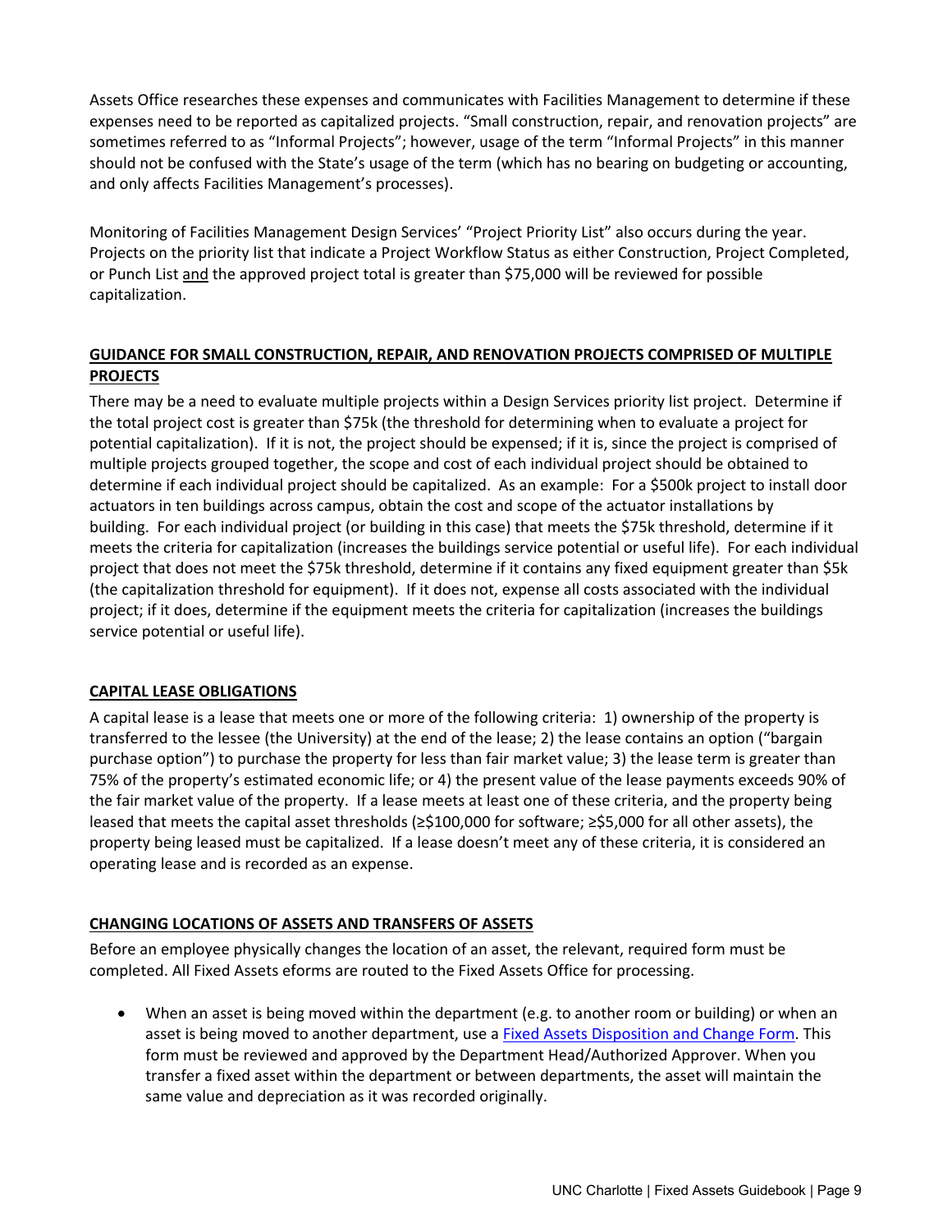Assets Office researches these expenses and communicates with Facilities Management to determine if these expenses need to be reported as capitalized projects. "Small construction, repair, and renovation projects" are sometimes referred to as "Informal Projects"; however, usage of the term "Informal Projects" in this manner should not be confused with the State's usage of the term (which has no bearing on budgeting or accounting, and only affects Facilities Management's processes).

Monitoring of Facilities Management Design Services' "Project Priority List" also occurs during the year. Projects on the priority list that indicate a Project Workflow Status as either Construction, Project Completed, or Punch List <u>and</u> the approved project total is greater than $75,000 will be reviewed for possible capitalization.

## GUIDANCE FOR SMALL CONSTRUCTION, REPAIR, AND RENOVATION PROJECTS COMPRISED OF MULTIPLE PROJECTS

There may be a need to evaluate multiple projects within a Design Services priority list project. Determine if the total project cost is greater than $75k (the threshold for determining when to evaluate a project for potential capitalization). If it is not, the project should be expensed; if it is, since the project is comprised of multiple projects grouped together, the scope and cost of each individual project should be obtained to determine if each individual project should be capitalized. As an example: For a $500k project to install door actuators in ten buildings across campus, obtain the cost and scope of the actuator installations by building. For each individual project (or building in this case) that meets the $75k threshold, determine if it meets the criteria for capitalization (increases the buildings service potential or useful life). For each individual project that does not meet the $75k threshold, determine if it contains any fixed equipment greater than $5k (the capitalization threshold for equipment). If it does not, expense all costs associated with the individual project; if it does, determine if the equipment meets the criteria for capitalization (increases the buildings service potential or useful life).

## CAPITAL LEASE OBLIGATIONS

A capital lease is a lease that meets one or more of the following criteria: 1) ownership of the property is transferred to the lessee (the University) at the end of the lease; 2) the lease contains an option ("bargain purchase option") to purchase the property for less than fair market value; 3) the lease term is greater than 75% of the property's estimated economic life; or 4) the present value of the lease payments exceeds 90% of the fair market value of the property. If a lease meets at least one of these criteria, and the property being leased that meets the capital asset thresholds (≥$100,000 for software; ≥$5,000 for all other assets), the property being leased must be capitalized. If a lease doesn't meet any of these criteria, it is considered an operating lease and is recorded as an expense.

## CHANGING LOCATIONS OF ASSETS AND TRANSFERS OF ASSETS

Before an employee physically changes the location of an asset, the relevant, required form must be completed. All Fixed Assets eforms are routed to the Fixed Assets Office for processing.

- When an asset is being moved within the department (e.g. to another room or building) or when an asset is being moved to another department, use a Fixed Assets Disposition and Change Form. This form must be reviewed and approved by the Department Head/Authorized Approver. When you transfer a fixed asset within the department or between departments, the asset will maintain the same value and depreciation as it was recorded originally.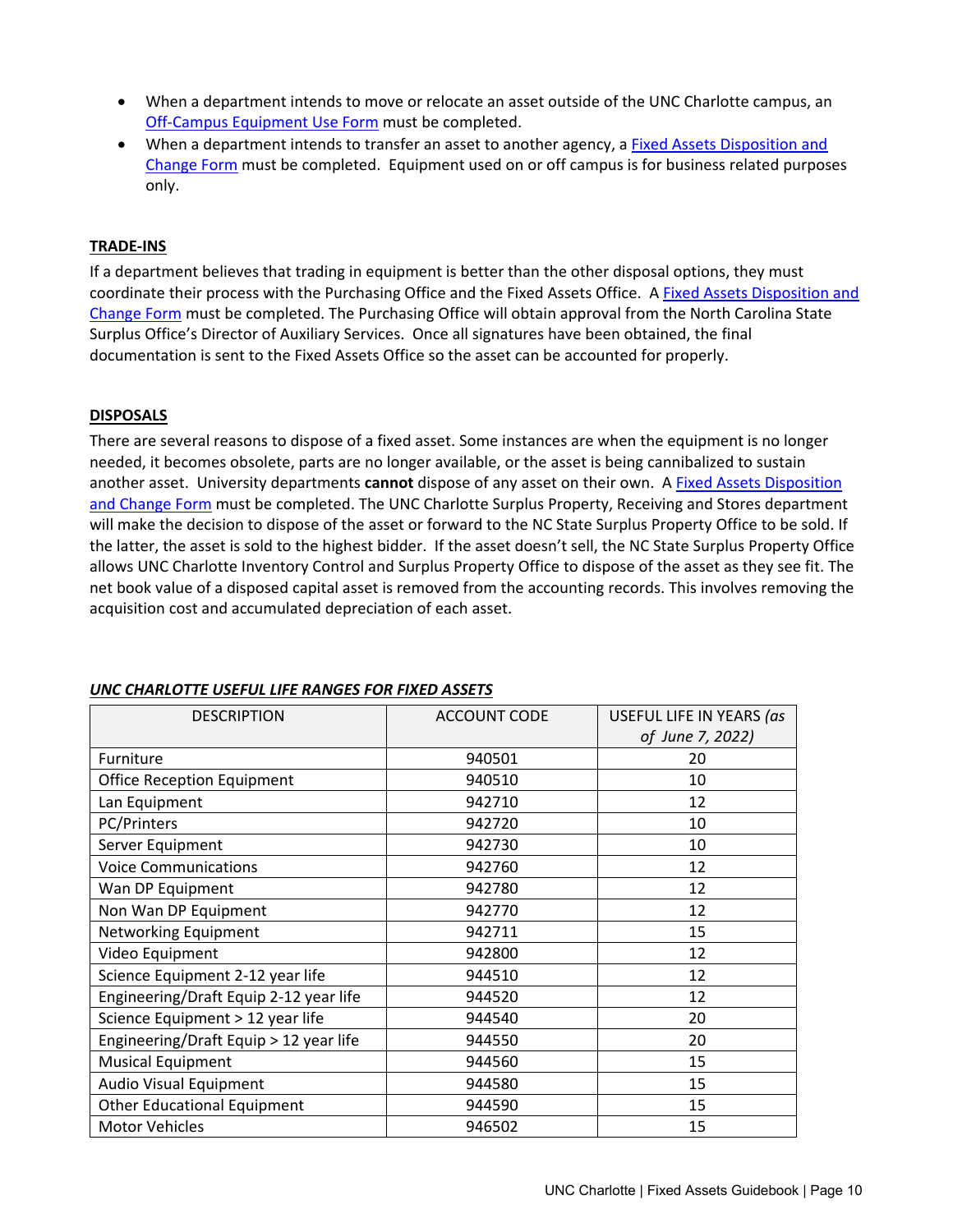- When a department intends to move or relocate an asset outside of the UNC Charlotte campus, an Off-Campus Equipment Use Form must be completed.
- When a department intends to transfer an asset to another agency, a Fixed Assets Disposition and Change Form must be completed. Equipment used on or off campus is for business related purposes only.

## TRADE-INS

If a department believes that trading in equipment is better than the other disposal options, they must coordinate their process with the Purchasing Office and the Fixed Assets Office. A Fixed Assets Disposition and Change Form must be completed. The Purchasing Office will obtain approval from the North Carolina State Surplus Office's Director of Auxiliary Services. Once all signatures have been obtained, the final documentation is sent to the Fixed Assets Office so the asset can be accounted for properly.

## DISPOSALS

There are several reasons to dispose of a fixed asset. Some instances are when the equipment is no longer needed, it becomes obsolete, parts are no longer available, or the asset is being cannibalized to sustain another asset. University departments **cannot** dispose of any asset on their own. A Fixed Assets Disposition and Change Form must be completed. The UNC Charlotte Surplus Property, Receiving and Stores department will make the decision to dispose of the asset or forward to the NC State Surplus Property Office to be sold. If the latter, the asset is sold to the highest bidder. If the asset doesn't sell, the NC State Surplus Property Office allows UNC Charlotte Inventory Control and Surplus Property Office to dispose of the asset as they see fit. The net book value of a disposed capital asset is removed from the accounting records. This involves removing the acquisition cost and accumulated depreciation of each asset.

### *UNC CHARLOTTE USEFUL LIFE RANGES FOR FIXED ASSETS*

| DESCRIPTION | ACCOUNT CODE | USEFUL LIFE IN YEARS *(as of June 7, 2022)* |
|---|---|---|
| Furniture | 940501 | 20 |
| Office Reception Equipment | 940510 | 10 |
| Lan Equipment | 942710 | 12 |
| PC/Printers | 942720 | 10 |
| Server Equipment | 942730 | 10 |
| Voice Communications | 942760 | 12 |
| Wan DP Equipment | 942780 | 12 |
| Non Wan DP Equipment | 942770 | 12 |
| Networking Equipment | 942711 | 15 |
| Video Equipment | 942800 | 12 |
| Science Equipment 2-12 year life | 944510 | 12 |
| Engineering/Draft Equip 2-12 year life | 944520 | 12 |
| Science Equipment > 12 year life | 944540 | 20 |
| Engineering/Draft Equip > 12 year life | 944550 | 20 |
| Musical Equipment | 944560 | 15 |
| Audio Visual Equipment | 944580 | 15 |
| Other Educational Equipment | 944590 | 15 |
| Motor Vehicles | 946502 | 15 |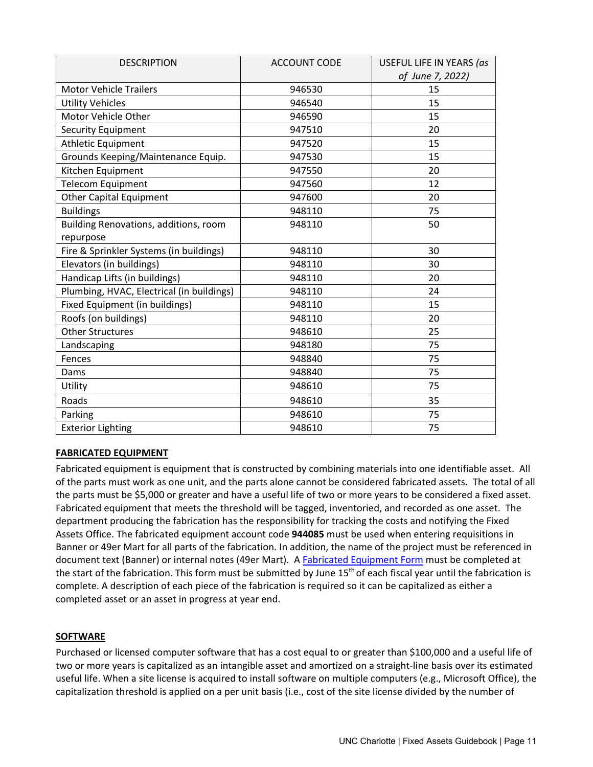| DESCRIPTION | ACCOUNT CODE | USEFUL LIFE IN YEARS *(as of June 7, 2022)* |
|---|---|---|
| Motor Vehicle Trailers | 946530 | 15 |
| Utility Vehicles | 946540 | 15 |
| Motor Vehicle Other | 946590 | 15 |
| Security Equipment | 947510 | 20 |
| Athletic Equipment | 947520 | 15 |
| Grounds Keeping/Maintenance Equip. | 947530 | 15 |
| Kitchen Equipment | 947550 | 20 |
| Telecom Equipment | 947560 | 12 |
| Other Capital Equipment | 947600 | 20 |
| Buildings | 948110 | 75 |
| Building Renovations, additions, room repurpose | 948110 | 50 |
| Fire & Sprinkler Systems (in buildings) | 948110 | 30 |
| Elevators (in buildings) | 948110 | 30 |
| Handicap Lifts (in buildings) | 948110 | 20 |
| Plumbing, HVAC, Electrical (in buildings) | 948110 | 24 |
| Fixed Equipment (in buildings) | 948110 | 15 |
| Roofs (on buildings) | 948110 | 20 |
| Other Structures | 948610 | 25 |
| Landscaping | 948180 | 75 |
| Fences | 948840 | 75 |
| Dams | 948840 | 75 |
| Utility | 948610 | 75 |
| Roads | 948610 | 35 |
| Parking | 948610 | 75 |
| Exterior Lighting | 948610 | 75 |

## FABRICATED EQUIPMENT

Fabricated equipment is equipment that is constructed by combining materials into one identifiable asset. All of the parts must work as one unit, and the parts alone cannot be considered fabricated assets. The total of all the parts must be $5,000 or greater and have a useful life of two or more years to be considered a fixed asset. Fabricated equipment that meets the threshold will be tagged, inventoried, and recorded as one asset. The department producing the fabrication has the responsibility for tracking the costs and notifying the Fixed Assets Office. The fabricated equipment account code **944085** must be used when entering requisitions in Banner or 49er Mart for all parts of the fabrication. In addition, the name of the project must be referenced in document text (Banner) or internal notes (49er Mart). A Fabricated Equipment Form must be completed at the start of the fabrication. This form must be submitted by June 15th of each fiscal year until the fabrication is complete. A description of each piece of the fabrication is required so it can be capitalized as either a completed asset or an asset in progress at year end.

## SOFTWARE

Purchased or licensed computer software that has a cost equal to or greater than $100,000 and a useful life of two or more years is capitalized as an intangible asset and amortized on a straight-line basis over its estimated useful life. When a site license is acquired to install software on multiple computers (e.g., Microsoft Office), the capitalization threshold is applied on a per unit basis (i.e., cost of the site license divided by the number of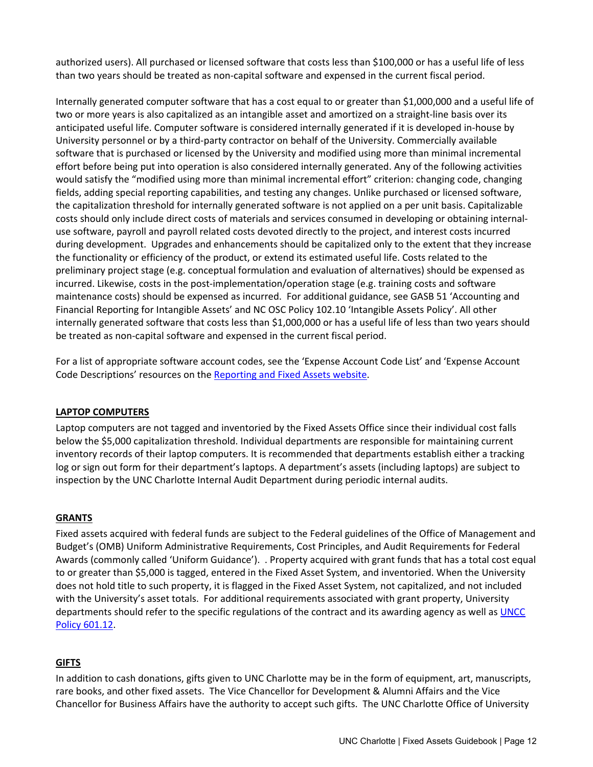authorized users). All purchased or licensed software that costs less than $100,000 or has a useful life of less than two years should be treated as non-capital software and expensed in the current fiscal period.

Internally generated computer software that has a cost equal to or greater than $1,000,000 and a useful life of two or more years is also capitalized as an intangible asset and amortized on a straight-line basis over its anticipated useful life. Computer software is considered internally generated if it is developed in-house by University personnel or by a third-party contractor on behalf of the University. Commercially available software that is purchased or licensed by the University and modified using more than minimal incremental effort before being put into operation is also considered internally generated. Any of the following activities would satisfy the "modified using more than minimal incremental effort" criterion: changing code, changing fields, adding special reporting capabilities, and testing any changes. Unlike purchased or licensed software, the capitalization threshold for internally generated software is not applied on a per unit basis. Capitalizable costs should only include direct costs of materials and services consumed in developing or obtaining internal-use software, payroll and payroll related costs devoted directly to the project, and interest costs incurred during development. Upgrades and enhancements should be capitalized only to the extent that they increase the functionality or efficiency of the product, or extend its estimated useful life. Costs related to the preliminary project stage (e.g. conceptual formulation and evaluation of alternatives) should be expensed as incurred. Likewise, costs in the post-implementation/operation stage (e.g. training costs and software maintenance costs) should be expensed as incurred. For additional guidance, see GASB 51 'Accounting and Financial Reporting for Intangible Assets' and NC OSC Policy 102.10 'Intangible Assets Policy'. All other internally generated software that costs less than $1,000,000 or has a useful life of less than two years should be treated as non-capital software and expensed in the current fiscal period.

For a list of appropriate software account codes, see the 'Expense Account Code List' and 'Expense Account Code Descriptions' resources on the Reporting and Fixed Assets website.

## LAPTOP COMPUTERS

Laptop computers are not tagged and inventoried by the Fixed Assets Office since their individual cost falls below the $5,000 capitalization threshold. Individual departments are responsible for maintaining current inventory records of their laptop computers. It is recommended that departments establish either a tracking log or sign out form for their department's laptops. A department's assets (including laptops) are subject to inspection by the UNC Charlotte Internal Audit Department during periodic internal audits.

## GRANTS

Fixed assets acquired with federal funds are subject to the Federal guidelines of the Office of Management and Budget's (OMB) Uniform Administrative Requirements, Cost Principles, and Audit Requirements for Federal Awards (commonly called 'Uniform Guidance'). . Property acquired with grant funds that has a total cost equal to or greater than $5,000 is tagged, entered in the Fixed Asset System, and inventoried. When the University does not hold title to such property, it is flagged in the Fixed Asset System, not capitalized, and not included with the University's asset totals. For additional requirements associated with grant property, University departments should refer to the specific regulations of the contract and its awarding agency as well as UNCC Policy 601.12.

## GIFTS

In addition to cash donations, gifts given to UNC Charlotte may be in the form of equipment, art, manuscripts, rare books, and other fixed assets. The Vice Chancellor for Development & Alumni Affairs and the Vice Chancellor for Business Affairs have the authority to accept such gifts. The UNC Charlotte Office of University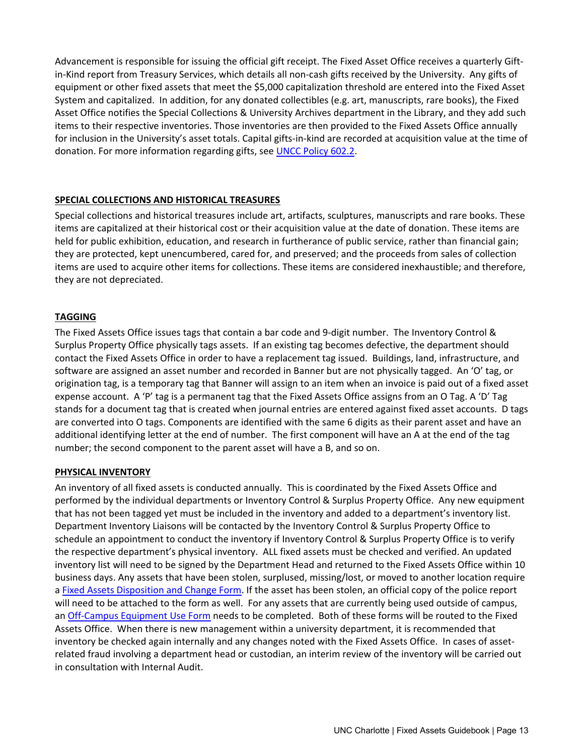Advancement is responsible for issuing the official gift receipt. The Fixed Asset Office receives a quarterly Gift-in-Kind report from Treasury Services, which details all non-cash gifts received by the University. Any gifts of equipment or other fixed assets that meet the $5,000 capitalization threshold are entered into the Fixed Asset System and capitalized. In addition, for any donated collectibles (e.g. art, manuscripts, rare books), the Fixed Asset Office notifies the Special Collections & University Archives department in the Library, and they add such items to their respective inventories. Those inventories are then provided to the Fixed Assets Office annually for inclusion in the University's asset totals. Capital gifts-in-kind are recorded at acquisition value at the time of donation. For more information regarding gifts, see [UNCC Policy 602.2](UNCC Policy 602.2).

## SPECIAL COLLECTIONS AND HISTORICAL TREASURES

Special collections and historical treasures include art, artifacts, sculptures, manuscripts and rare books. These items are capitalized at their historical cost or their acquisition value at the date of donation. These items are held for public exhibition, education, and research in furtherance of public service, rather than financial gain; they are protected, kept unencumbered, cared for, and preserved; and the proceeds from sales of collection items are used to acquire other items for collections. These items are considered inexhaustible; and therefore, they are not depreciated.

## TAGGING

The Fixed Assets Office issues tags that contain a bar code and 9-digit number. The Inventory Control & Surplus Property Office physically tags assets. If an existing tag becomes defective, the department should contact the Fixed Assets Office in order to have a replacement tag issued. Buildings, land, infrastructure, and software are assigned an asset number and recorded in Banner but are not physically tagged. An 'O' tag, or origination tag, is a temporary tag that Banner will assign to an item when an invoice is paid out of a fixed asset expense account. A 'P' tag is a permanent tag that the Fixed Assets Office assigns from an O Tag. A 'D' Tag stands for a document tag that is created when journal entries are entered against fixed asset accounts. D tags are converted into O tags. Components are identified with the same 6 digits as their parent asset and have an additional identifying letter at the end of number. The first component will have an A at the end of the tag number; the second component to the parent asset will have a B, and so on.

## PHYSICAL INVENTORY

An inventory of all fixed assets is conducted annually. This is coordinated by the Fixed Assets Office and performed by the individual departments or Inventory Control & Surplus Property Office. Any new equipment that has not been tagged yet must be included in the inventory and added to a department's inventory list. Department Inventory Liaisons will be contacted by the Inventory Control & Surplus Property Office to schedule an appointment to conduct the inventory if Inventory Control & Surplus Property Office is to verify the respective department's physical inventory. ALL fixed assets must be checked and verified. An updated inventory list will need to be signed by the Department Head and returned to the Fixed Assets Office within 10 business days. Any assets that have been stolen, surplused, missing/lost, or moved to another location require a Fixed Assets Disposition and Change Form. If the asset has been stolen, an official copy of the police report will need to be attached to the form as well. For any assets that are currently being used outside of campus, an Off-Campus Equipment Use Form needs to be completed. Both of these forms will be routed to the Fixed Assets Office. When there is new management within a university department, it is recommended that inventory be checked again internally and any changes noted with the Fixed Assets Office. In cases of asset-related fraud involving a department head or custodian, an interim review of the inventory will be carried out in consultation with Internal Audit.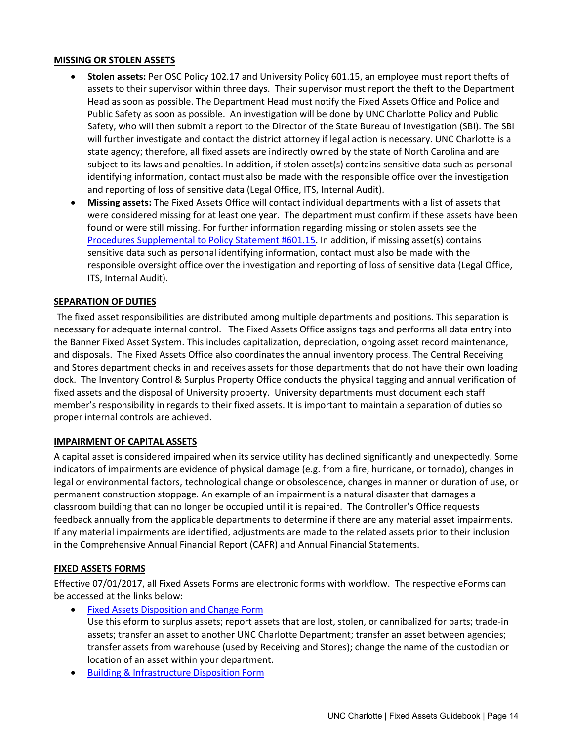## MISSING OR STOLEN ASSETS

- **Stolen assets:** Per OSC Policy 102.17 and University Policy 601.15, an employee must report thefts of assets to their supervisor within three days. Their supervisor must report the theft to the Department Head as soon as possible. The Department Head must notify the Fixed Assets Office and Police and Public Safety as soon as possible. An investigation will be done by UNC Charlotte Policy and Public Safety, who will then submit a report to the Director of the State Bureau of Investigation (SBI). The SBI will further investigate and contact the district attorney if legal action is necessary. UNC Charlotte is a state agency; therefore, all fixed assets are indirectly owned by the state of North Carolina and are subject to its laws and penalties. In addition, if stolen asset(s) contains sensitive data such as personal identifying information, contact must also be made with the responsible office over the investigation and reporting of loss of sensitive data (Legal Office, ITS, Internal Audit).
- **Missing assets:** The Fixed Assets Office will contact individual departments with a list of assets that were considered missing for at least one year. The department must confirm if these assets have been found or were still missing. For further information regarding missing or stolen assets see the Procedures Supplemental to Policy Statement #601.15. In addition, if missing asset(s) contains sensitive data such as personal identifying information, contact must also be made with the responsible oversight office over the investigation and reporting of loss of sensitive data (Legal Office, ITS, Internal Audit).

## SEPARATION OF DUTIES

The fixed asset responsibilities are distributed among multiple departments and positions. This separation is necessary for adequate internal control. The Fixed Assets Office assigns tags and performs all data entry into the Banner Fixed Asset System. This includes capitalization, depreciation, ongoing asset record maintenance, and disposals. The Fixed Assets Office also coordinates the annual inventory process. The Central Receiving and Stores department checks in and receives assets for those departments that do not have their own loading dock. The Inventory Control & Surplus Property Office conducts the physical tagging and annual verification of fixed assets and the disposal of University property. University departments must document each staff member's responsibility in regards to their fixed assets. It is important to maintain a separation of duties so proper internal controls are achieved.

## IMPAIRMENT OF CAPITAL ASSETS

A capital asset is considered impaired when its service utility has declined significantly and unexpectedly. Some indicators of impairments are evidence of physical damage (e.g. from a fire, hurricane, or tornado), changes in legal or environmental factors, technological change or obsolescence, changes in manner or duration of use, or permanent construction stoppage. An example of an impairment is a natural disaster that damages a classroom building that can no longer be occupied until it is repaired. The Controller's Office requests feedback annually from the applicable departments to determine if there are any material asset impairments. If any material impairments are identified, adjustments are made to the related assets prior to their inclusion in the Comprehensive Annual Financial Report (CAFR) and Annual Financial Statements.

## FIXED ASSETS FORMS

Effective 07/01/2017, all Fixed Assets Forms are electronic forms with workflow. The respective eForms can be accessed at the links below:

- Fixed Assets Disposition and Change Form
  Use this eform to surplus assets; report assets that are lost, stolen, or cannibalized for parts; trade-in assets; transfer an asset to another UNC Charlotte Department; transfer an asset between agencies; transfer assets from warehouse (used by Receiving and Stores); change the name of the custodian or location of an asset within your department.
- Building & Infrastructure Disposition Form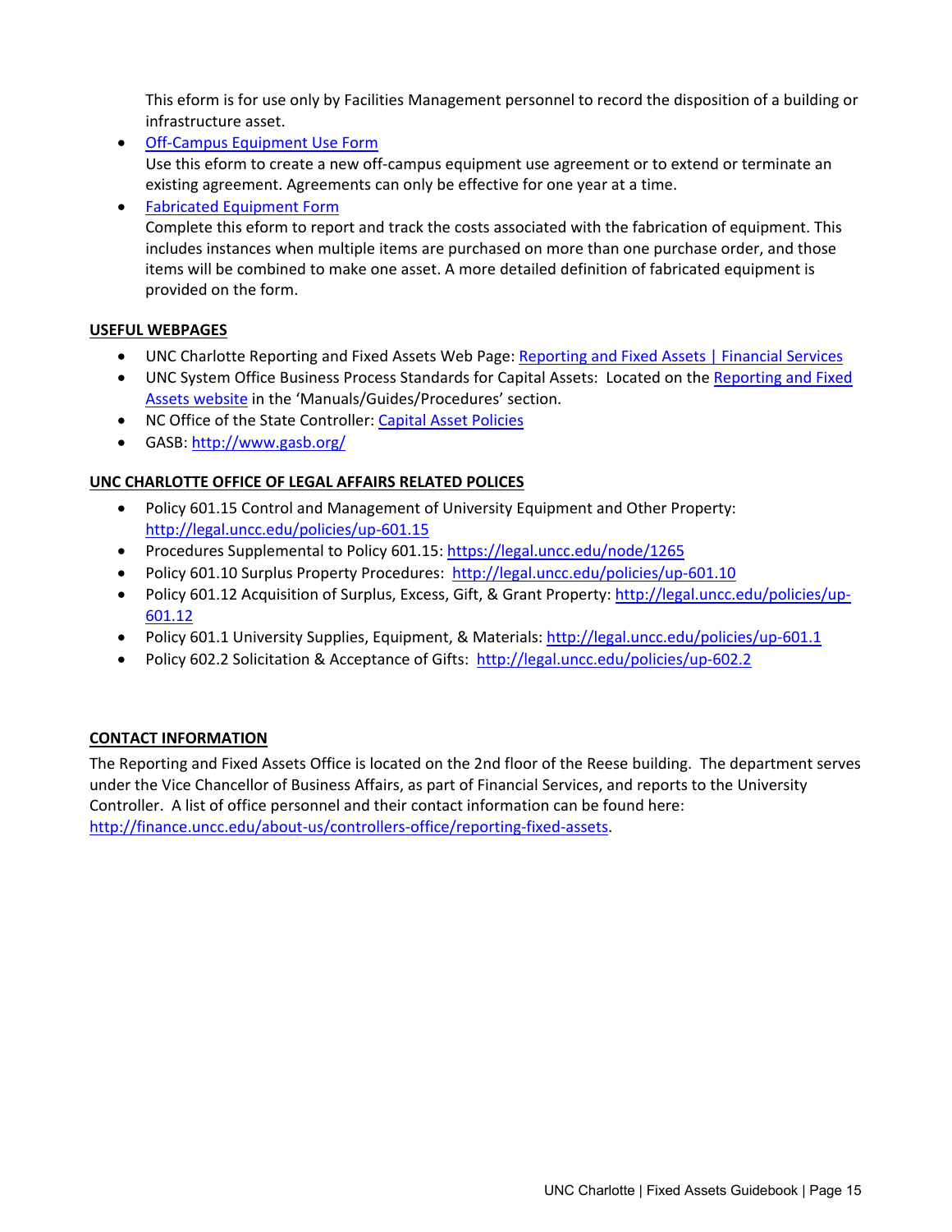This eform is for use only by Facilities Management personnel to record the disposition of a building or infrastructure asset.

- Off-Campus Equipment Use Form
  Use this eform to create a new off-campus equipment use agreement or to extend or terminate an existing agreement. Agreements can only be effective for one year at a time.
- Fabricated Equipment Form
  Complete this eform to report and track the costs associated with the fabrication of equipment. This includes instances when multiple items are purchased on more than one purchase order, and those items will be combined to make one asset. A more detailed definition of fabricated equipment is provided on the form.

**USEFUL WEBPAGES**

- UNC Charlotte Reporting and Fixed Assets Web Page: Reporting and Fixed Assets | Financial Services
- UNC System Office Business Process Standards for Capital Assets: Located on the Reporting and Fixed Assets website in the 'Manuals/Guides/Procedures' section.
- NC Office of the State Controller: Capital Asset Policies
- GASB: http://www.gasb.org/

**UNC CHARLOTTE OFFICE OF LEGAL AFFAIRS RELATED POLICES**

- Policy 601.15 Control and Management of University Equipment and Other Property: http://legal.uncc.edu/policies/up-601.15
- Procedures Supplemental to Policy 601.15: https://legal.uncc.edu/node/1265
- Policy 601.10 Surplus Property Procedures: http://legal.uncc.edu/policies/up-601.10
- Policy 601.12 Acquisition of Surplus, Excess, Gift, & Grant Property: http://legal.uncc.edu/policies/up-601.12
- Policy 601.1 University Supplies, Equipment, & Materials: http://legal.uncc.edu/policies/up-601.1
- Policy 602.2 Solicitation & Acceptance of Gifts: http://legal.uncc.edu/policies/up-602.2

**CONTACT INFORMATION**

The Reporting and Fixed Assets Office is located on the 2nd floor of the Reese building. The department serves under the Vice Chancellor of Business Affairs, as part of Financial Services, and reports to the University Controller. A list of office personnel and their contact information can be found here: http://finance.uncc.edu/about-us/controllers-office/reporting-fixed-assets.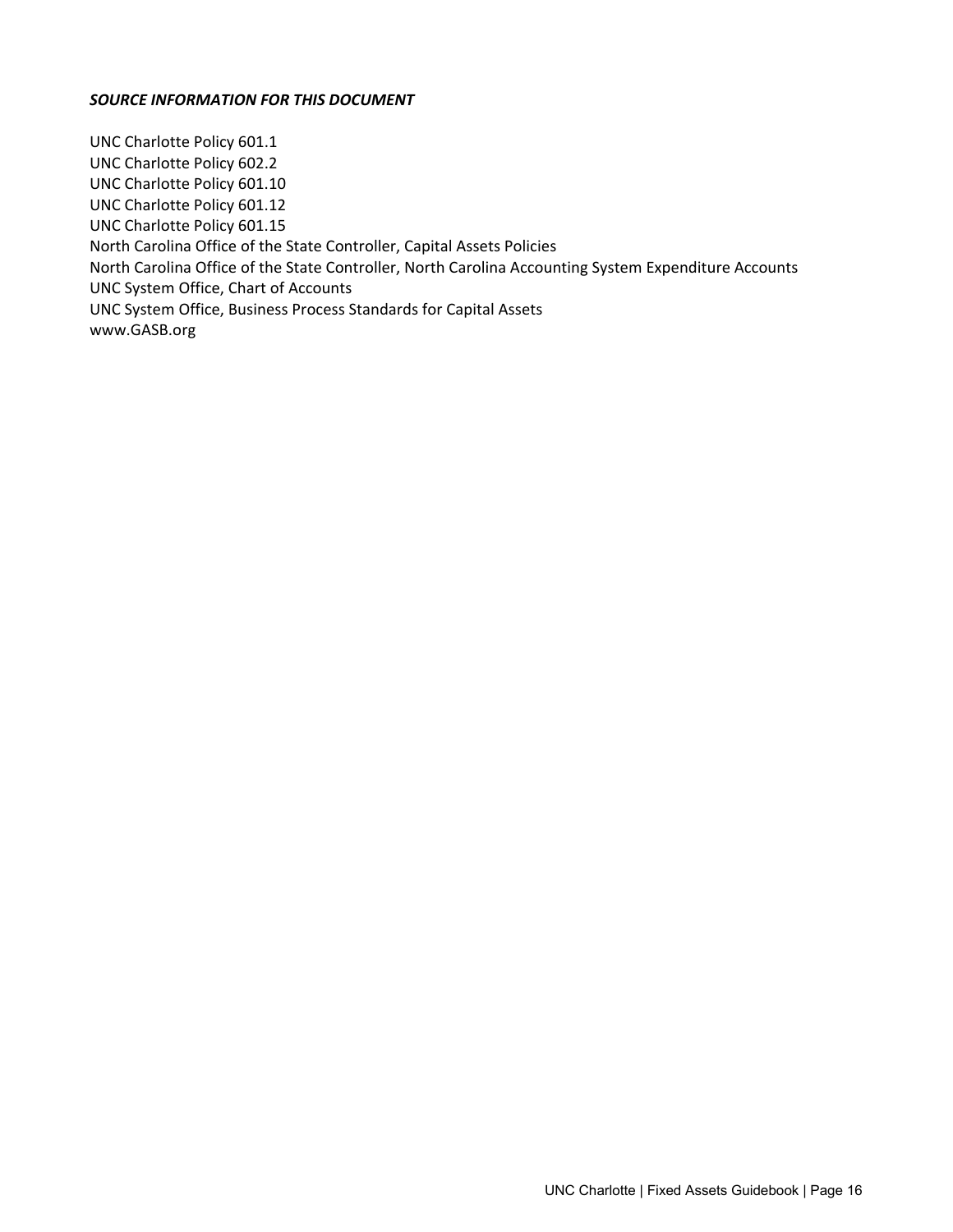***SOURCE INFORMATION FOR THIS DOCUMENT***

UNC Charlotte Policy 601.1
UNC Charlotte Policy 602.2
UNC Charlotte Policy 601.10
UNC Charlotte Policy 601.12
UNC Charlotte Policy 601.15
North Carolina Office of the State Controller, Capital Assets Policies
North Carolina Office of the State Controller, North Carolina Accounting System Expenditure Accounts
UNC System Office, Chart of Accounts
UNC System Office, Business Process Standards for Capital Assets
www.GASB.org